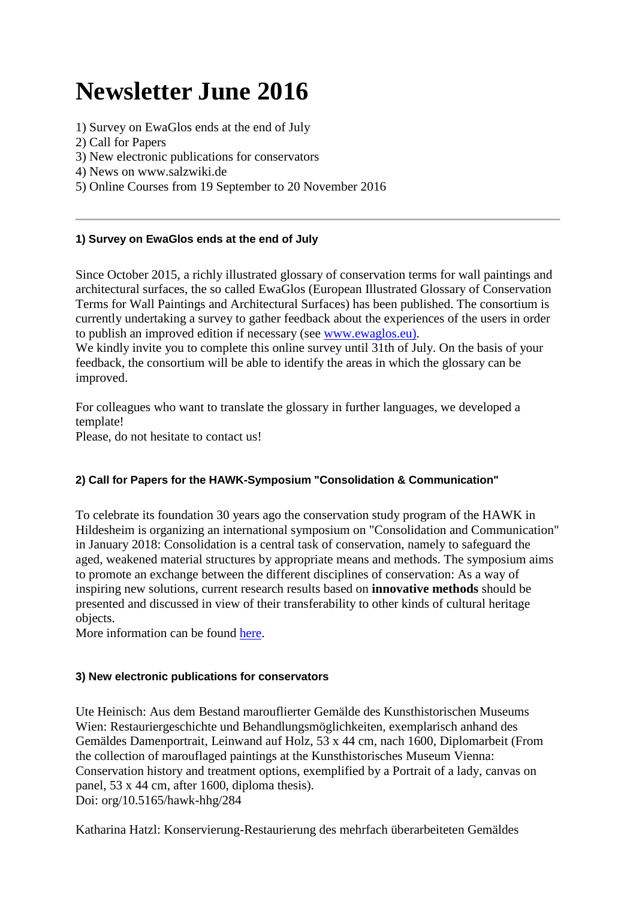# Newsletter June 2016

1) Survey on EwaGlos ends at the end of July
2) Call for Papers
3) New electronic publications for conservators
4) News on www.salzwiki.de
5) Online Courses from 19 September to 20 November 2016

---

### 1) Survey on EwaGlos ends at the end of July

Since October 2015, a richly illustrated glossary of conservation terms for wall paintings and architectural surfaces, the so called EwaGlos (European Illustrated Glossary of Conservation Terms for Wall Paintings and Architectural Surfaces) has been published. The consortium is currently undertaking a survey to gather feedback about the experiences of the users in order to publish an improved edition if necessary (see www.ewaglos.eu).
We kindly invite you to complete this online survey until 31th of July. On the basis of your feedback, the consortium will be able to identify the areas in which the glossary can be improved.

For colleagues who want to translate the glossary in further languages, we developed a template!
Please, do not hesitate to contact us!

### 2) Call for Papers for the HAWK-Symposium "Consolidation & Communication"

To celebrate its foundation 30 years ago the conservation study program of the HAWK in Hildesheim is organizing an international symposium on "Consolidation and Communication" in January 2018: Consolidation is a central task of conservation, namely to safeguard the aged, weakened material structures by appropriate means and methods. The symposium aims to promote an exchange between the different disciplines of conservation: As a way of inspiring new solutions, current research results based on **innovative methods** should be presented and discussed in view of their transferability to other kinds of cultural heritage objects.
More information can be found here.

### 3) New electronic publications for conservators

Ute Heinisch: Aus dem Bestand marouflierter Gemälde des Kunsthistorischen Museums Wien: Restauriergeschichte und Behandlungsmöglichkeiten, exemplarisch anhand des Gemäldes Damenportrait, Leinwand auf Holz, 53 x 44 cm, nach 1600, Diplomarbeit (From the collection of marouflaged paintings at the Kunsthistorisches Museum Vienna: Conservation history and treatment options, exemplified by a Portrait of a lady, canvas on panel, 53 x 44 cm, after 1600, diploma thesis).
Doi: org/10.5165/hawk-hhg/284

Katharina Hatzl: Konservierung-Restaurierung des mehrfach überarbeiteten Gemäldes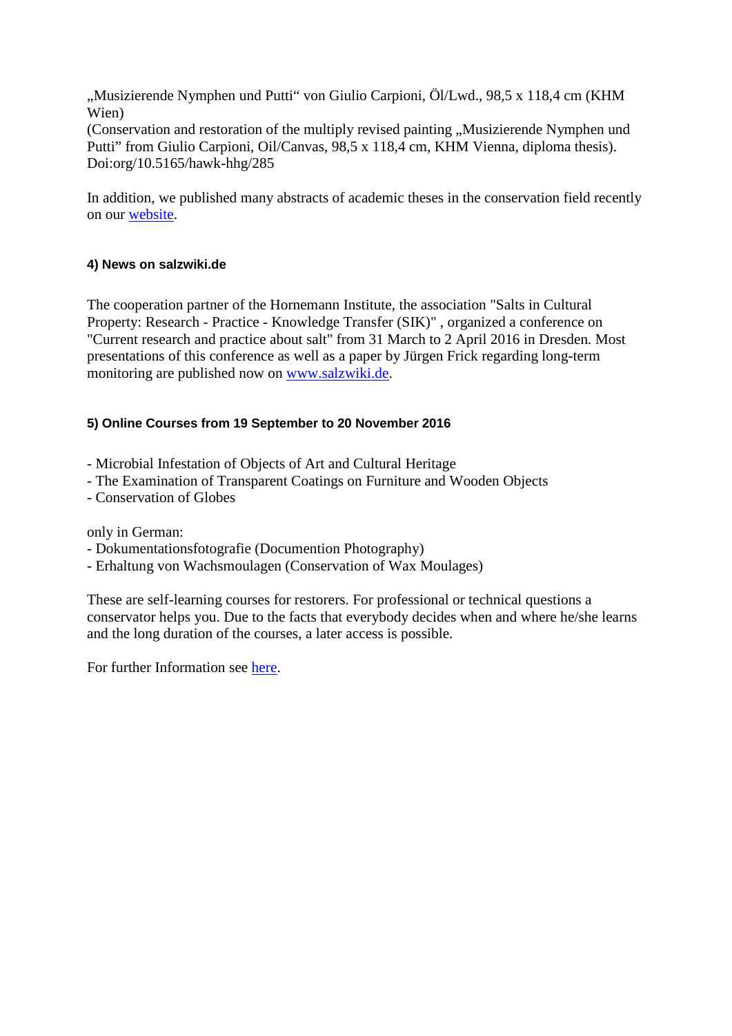„Musizierende Nymphen und Putti“ von Giulio Carpioni, Öl/Lwd., 98,5 x 118,4 cm (KHM Wien)
(Conservation and restoration of the multiply revised painting „Musizierende Nymphen und Putti” from Giulio Carpioni, Oil/Canvas, 98,5 x 118,4 cm, KHM Vienna, diploma thesis). Doi:org/10.5165/hawk-hhg/285

In addition, we published many abstracts of academic theses in the conservation field recently on our website.

#### 4) News on salzwiki.de

The cooperation partner of the Hornemann Institute, the association "Salts in Cultural Property: Research - Practice - Knowledge Transfer (SIK)" , organized a conference on "Current research and practice about salt" from 31 March to 2 April 2016 in Dresden. Most presentations of this conference as well as a paper by Jürgen Frick regarding long-term monitoring are published now on www.salzwiki.de.

#### 5) Online Courses from 19 September to 20 November 2016

- Microbial Infestation of Objects of Art and Cultural Heritage
- The Examination of Transparent Coatings on Furniture and Wooden Objects
- Conservation of Globes

only in German:
- Dokumentationsfotografie (Documention Photography)
- Erhaltung von Wachsmoulagen (Conservation of Wax Moulages)

These are self-learning courses for restorers. For professional or technical questions a conservator helps you. Due to the facts that everybody decides when and where he/she learns and the long duration of the courses, a later access is possible.

For further Information see here.